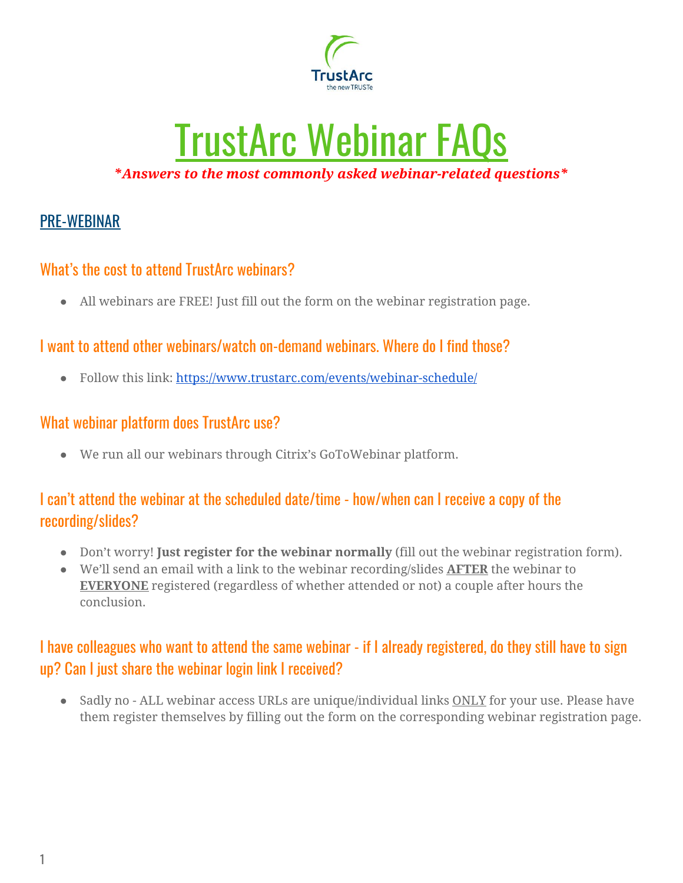# TrustArc Webinar FAQs

***Answers to the most commonly asked webinar-related questions***

## PRE-WEBINAR

### What's the cost to attend TrustArc webinars?

- All webinars are FREE! Just fill out the form on the webinar registration page.

### I want to attend other webinars/watch on-demand webinars. Where do I find those?

- Follow this link: https://www.trustarc.com/events/webinar-schedule/

### What webinar platform does TrustArc use?

- We run all our webinars through Citrix's GoToWebinar platform.

### I can't attend the webinar at the scheduled date/time - how/when can I receive a copy of the recording/slides?

- Don't worry! **Just register for the webinar normally** (fill out the webinar registration form).
- We'll send an email with a link to the webinar recording/slides **AFTER** the webinar to **EVERYONE** registered (regardless of whether attended or not) a couple after hours the conclusion.

### I have colleagues who want to attend the same webinar - if I already registered, do they still have to sign up? Can I just share the webinar login link I received?

- Sadly no - ALL webinar access URLs are unique/individual links ONLY for your use. Please have them register themselves by filling out the form on the corresponding webinar registration page.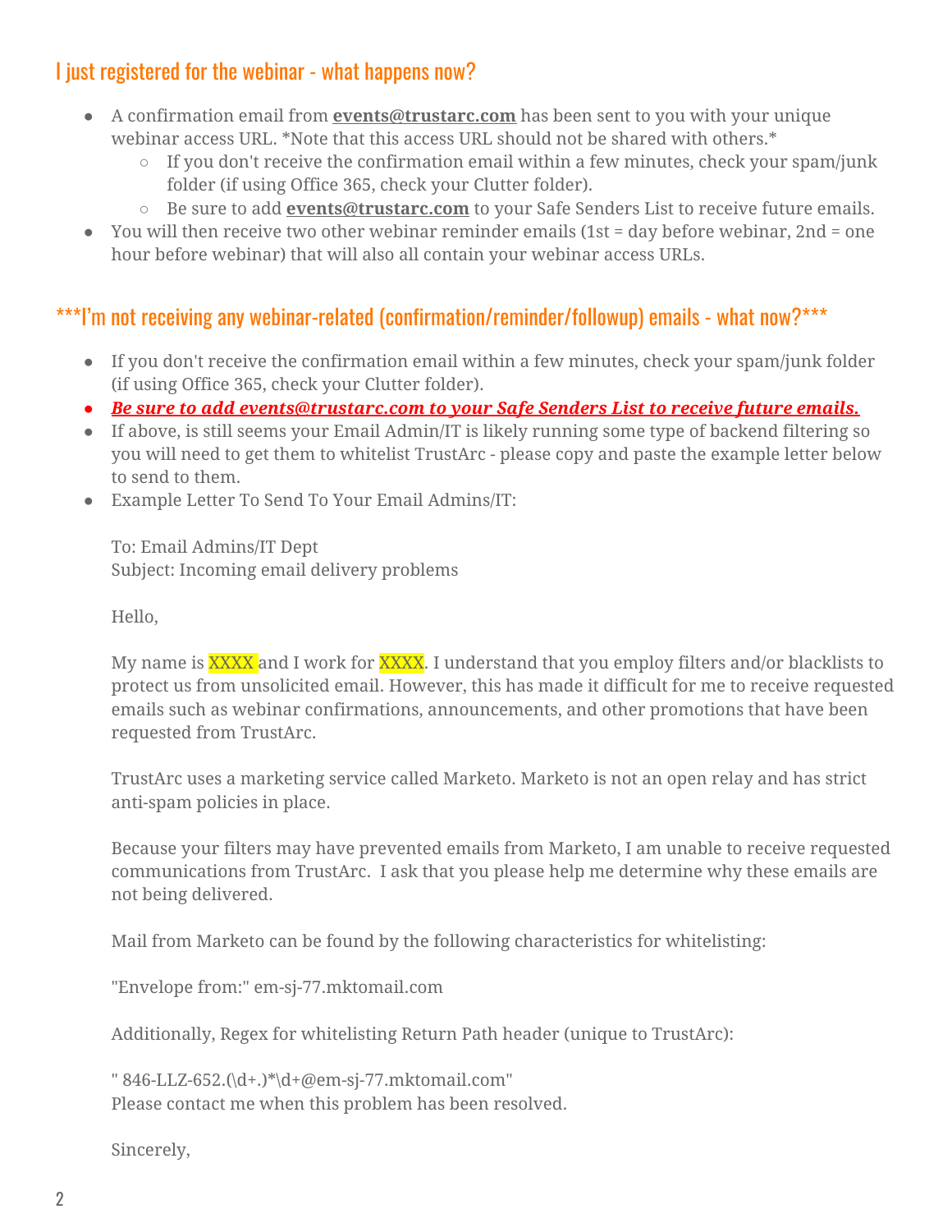## I just registered for the webinar - what happens now?

- A confirmation email from **events@trustarc.com** has been sent to you with your unique webinar access URL. *Note that this access URL should not be shared with others.*
  - If you don't receive the confirmation email within a few minutes, check your spam/junk folder (if using Office 365, check your Clutter folder).
  - Be sure to add **events@trustarc.com** to your Safe Senders List to receive future emails.
- You will then receive two other webinar reminder emails (1st = day before webinar, 2nd = one hour before webinar) that will also all contain your webinar access URLs.

## ***I'm not receiving any webinar-related (confirmation/reminder/followup) emails - what now?***

- If you don't receive the confirmation email within a few minutes, check your spam/junk folder (if using Office 365, check your Clutter folder).
- ***Be sure to add events@trustarc.com to your Safe Senders List to receive future emails.***
- If above, is still seems your Email Admin/IT is likely running some type of backend filtering so you will need to get them to whitelist TrustArc - please copy and paste the example letter below to send to them.
- Example Letter To Send To Your Email Admins/IT:

  To: Email Admins/IT Dept
  Subject: Incoming email delivery problems

  Hello,

  My name is XXXX and I work for XXXX. I understand that you employ filters and/or blacklists to protect us from unsolicited email. However, this has made it difficult for me to receive requested emails such as webinar confirmations, announcements, and other promotions that have been requested from TrustArc.

  TrustArc uses a marketing service called Marketo. Marketo is not an open relay and has strict anti-spam policies in place.

  Because your filters may have prevented emails from Marketo, I am unable to receive requested communications from TrustArc. I ask that you please help me determine why these emails are not being delivered.

  Mail from Marketo can be found by the following characteristics for whitelisting:

  "Envelope from:" em-sj-77.mktomail.com

  Additionally, Regex for whitelisting Return Path header (unique to TrustArc):

  " 846-LLZ-652.(\d+.)*\d+@em-sj-77.mktomail.com"
  Please contact me when this problem has been resolved.

  Sincerely,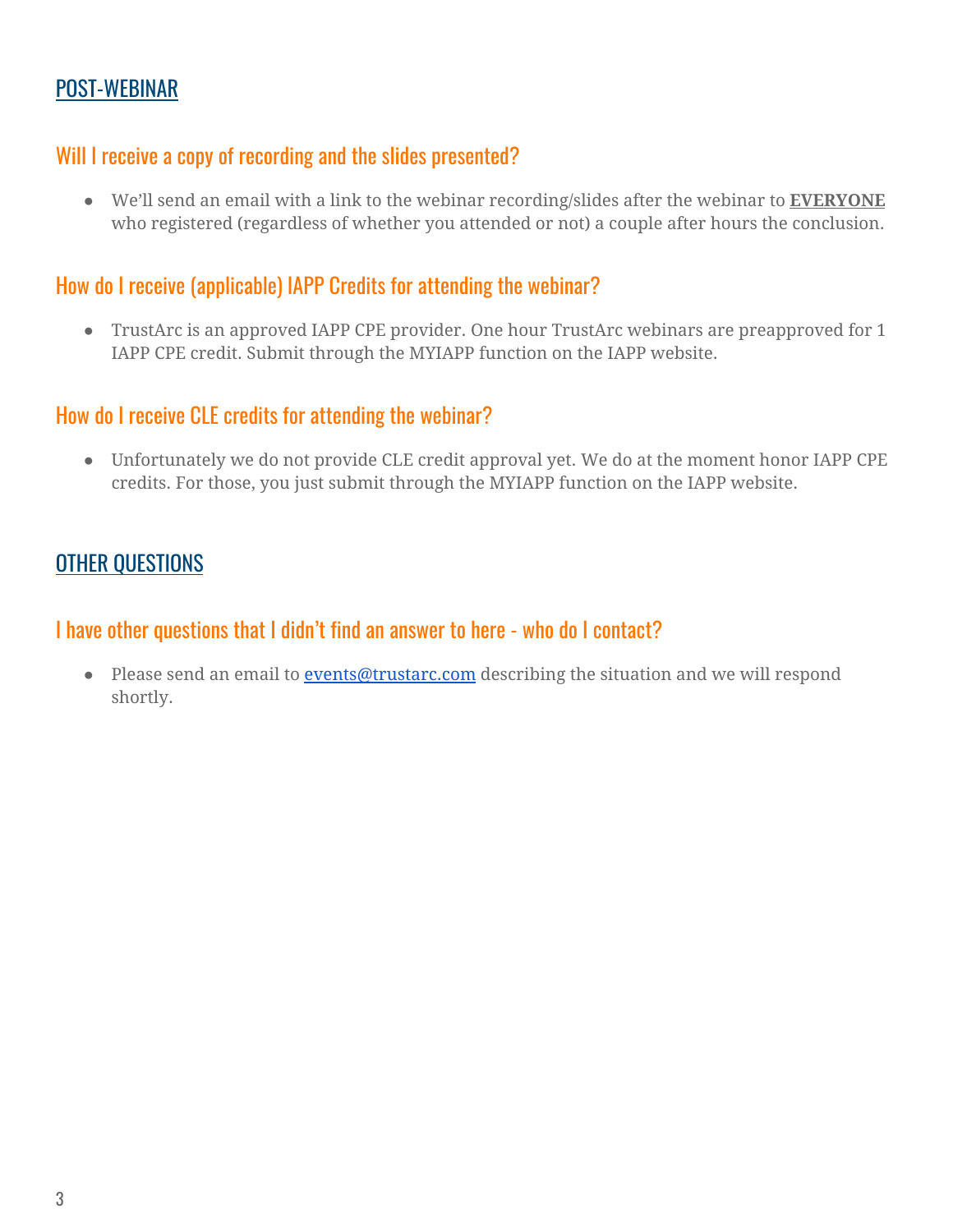## POST-WEBINAR

### Will I receive a copy of recording and the slides presented?

- We'll send an email with a link to the webinar recording/slides after the webinar to **EVERYONE** who registered (regardless of whether you attended or not) a couple after hours the conclusion.

### How do I receive (applicable) IAPP Credits for attending the webinar?

- TrustArc is an approved IAPP CPE provider. One hour TrustArc webinars are preapproved for 1 IAPP CPE credit. Submit through the MYIAPP function on the IAPP website.

### How do I receive CLE credits for attending the webinar?

- Unfortunately we do not provide CLE credit approval yet. We do at the moment honor IAPP CPE credits. For those, you just submit through the MYIAPP function on the IAPP website.

## OTHER QUESTIONS

### I have other questions that I didn't find an answer to here - who do I contact?

- Please send an email to events@trustarc.com describing the situation and we will respond shortly.